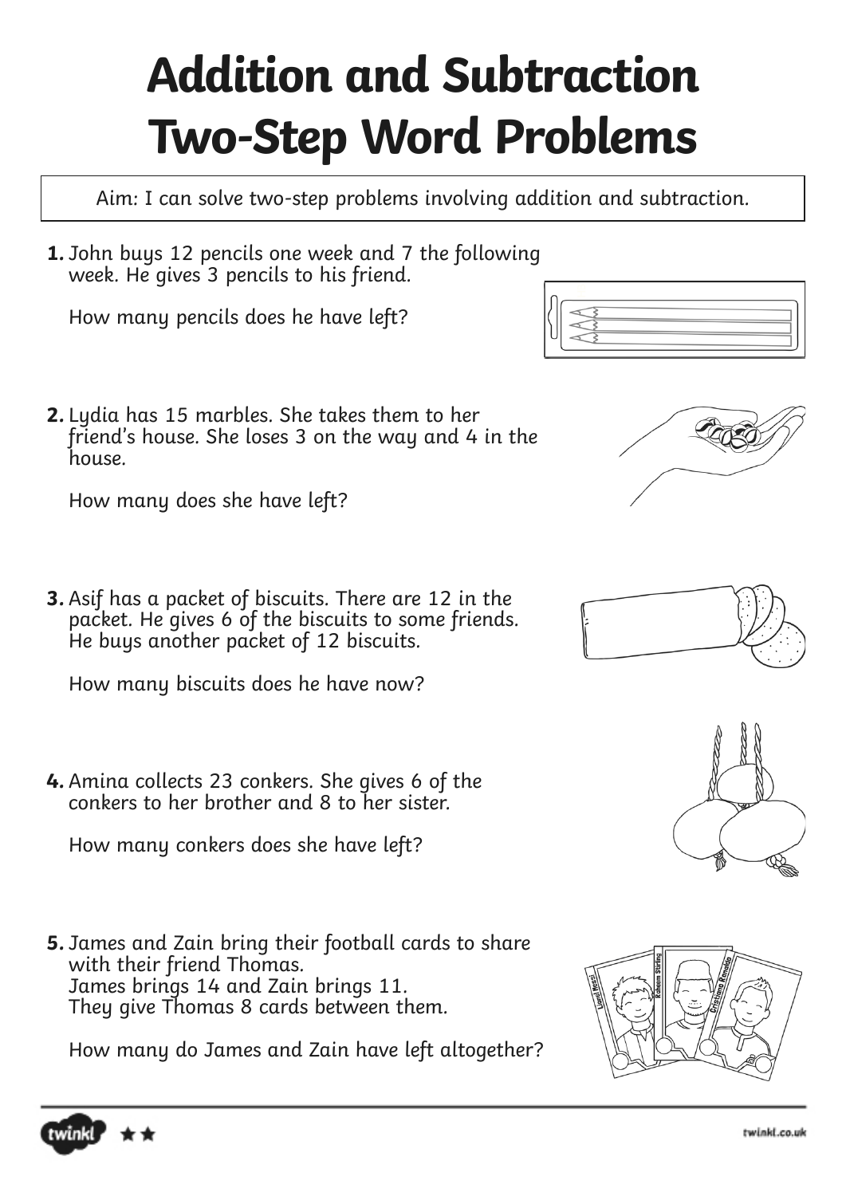# Addition and Subtraction Two-Step Word Problems

Aim: I can solve two-step problems involving addition and subtraction.

**1.** John buys 12 pencils one week and 7 the following week. He gives 3 pencils to his friend.

How many pencils does he have left?

**2.** Lydia has 15 marbles. She takes them to her friend's house. She loses 3 on the way and 4 in the house.

How many does she have left?

**3.** Asif has a packet of biscuits. There are 12 in the packet. He gives 6 of the biscuits to some friends. He buys another packet of 12 biscuits.

How many biscuits does he have now?

**4.** Amina collects 23 conkers. She gives 6 of the conkers to her brother and 8 to her sister.

How many conkers does she have left?

**5.** James and Zain bring their football cards to share with their friend Thomas.
James brings 14 and Zain brings 11.
They give Thomas 8 cards between them.

How many do James and Zain have left altogether?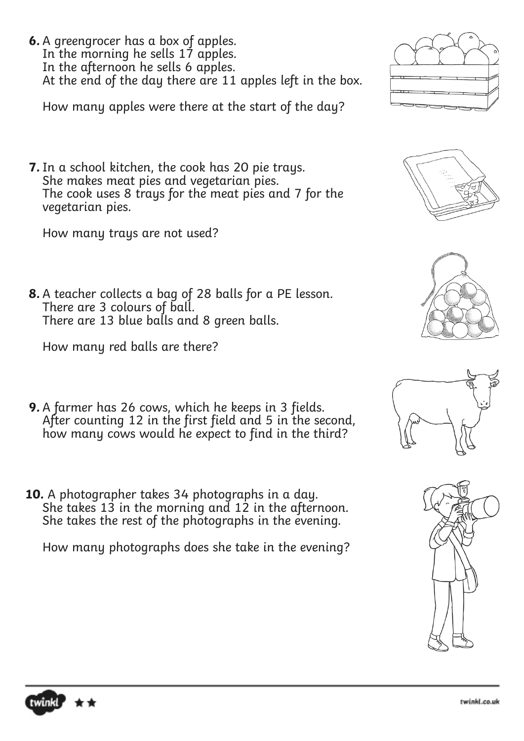**6.** A greengrocer has a box of apples.
In the morning he sells 17 apples.
In the afternoon he sells 6 apples.
At the end of the day there are 11 apples left in the box.

How many apples were there at the start of the day?

**7.** In a school kitchen, the cook has 20 pie trays.
She makes meat pies and vegetarian pies.
The cook uses 8 trays for the meat pies and 7 for the vegetarian pies.

How many trays are not used?

**8.** A teacher collects a bag of 28 balls for a PE lesson.
There are 3 colours of ball.
There are 13 blue balls and 8 green balls.

How many red balls are there?

**9.** A farmer has 26 cows, which he keeps in 3 fields.
After counting 12 in the first field and 5 in the second, how many cows would he expect to find in the third?

**10.** A photographer takes 34 photographs in a day.
She takes 13 in the morning and 12 in the afternoon.
She takes the rest of the photographs in the evening.

How many photographs does she take in the evening?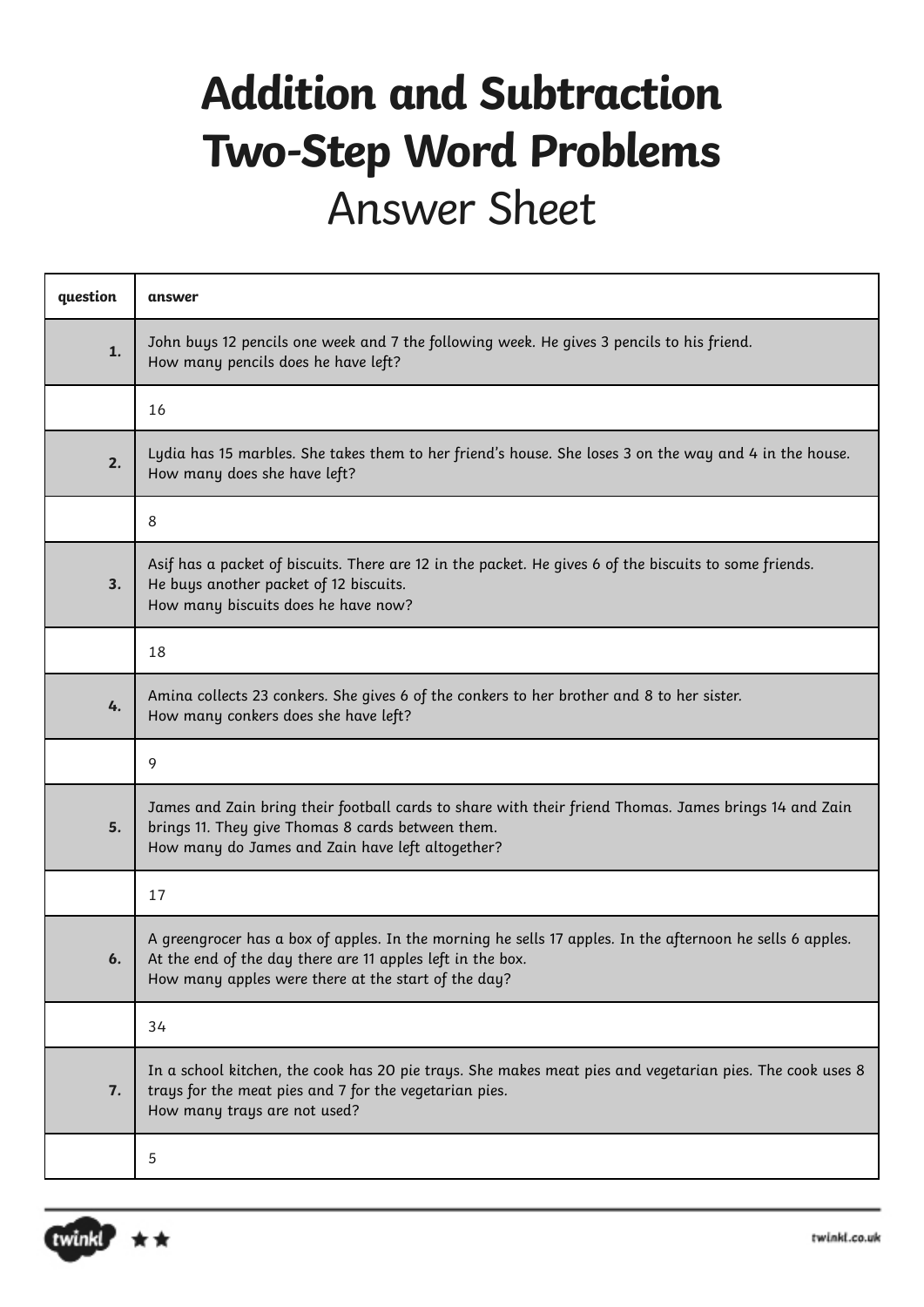# Addition and Subtraction Two-Step Word Problems

## Answer Sheet

| question | answer |
| --- | --- |
| **1.** | John buys 12 pencils one week and 7 the following week. He gives 3 pencils to his friend.<br>How many pencils does he have left? |
| | 16 |
| **2.** | Lydia has 15 marbles. She takes them to her friend's house. She loses 3 on the way and 4 in the house.<br>How many does she have left? |
| | 8 |
| **3.** | Asif has a packet of biscuits. There are 12 in the packet. He gives 6 of the biscuits to some friends.<br>He buys another packet of 12 biscuits.<br>How many biscuits does he have now? |
| | 18 |
| **4.** | Amina collects 23 conkers. She gives 6 of the conkers to her brother and 8 to her sister.<br>How many conkers does she have left? |
| | 9 |
| **5.** | James and Zain bring their football cards to share with their friend Thomas. James brings 14 and Zain brings 11. They give Thomas 8 cards between them.<br>How many do James and Zain have left altogether? |
| | 17 |
| **6.** | A greengrocer has a box of apples. In the morning he sells 17 apples. In the afternoon he sells 6 apples. At the end of the day there are 11 apples left in the box.<br>How many apples were there at the start of the day? |
| | 34 |
| **7.** | In a school kitchen, the cook has 20 pie trays. She makes meat pies and vegetarian pies. The cook uses 8 trays for the meat pies and 7 for the vegetarian pies.<br>How many trays are not used? |
| | 5 |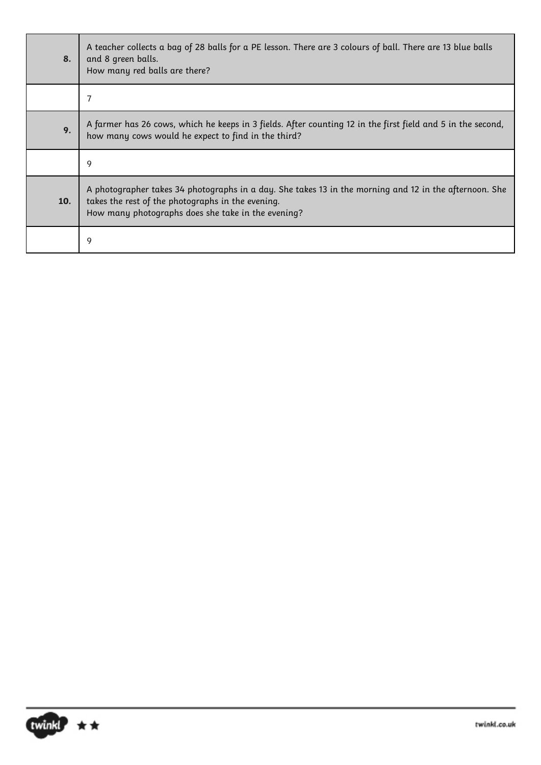| | |
|---|---|
| **8.** | A teacher collects a bag of 28 balls for a PE lesson. There are 3 colours of ball. There are 13 blue balls and 8 green balls. How many red balls are there? |
| | 7 |
| **9.** | A farmer has 26 cows, which he keeps in 3 fields. After counting 12 in the first field and 5 in the second, how many cows would he expect to find in the third? |
| | 9 |
| **10.** | A photographer takes 34 photographs in a day. She takes 13 in the morning and 12 in the afternoon. She takes the rest of the photographs in the evening. How many photographs does she take in the evening? |
| | 9 |